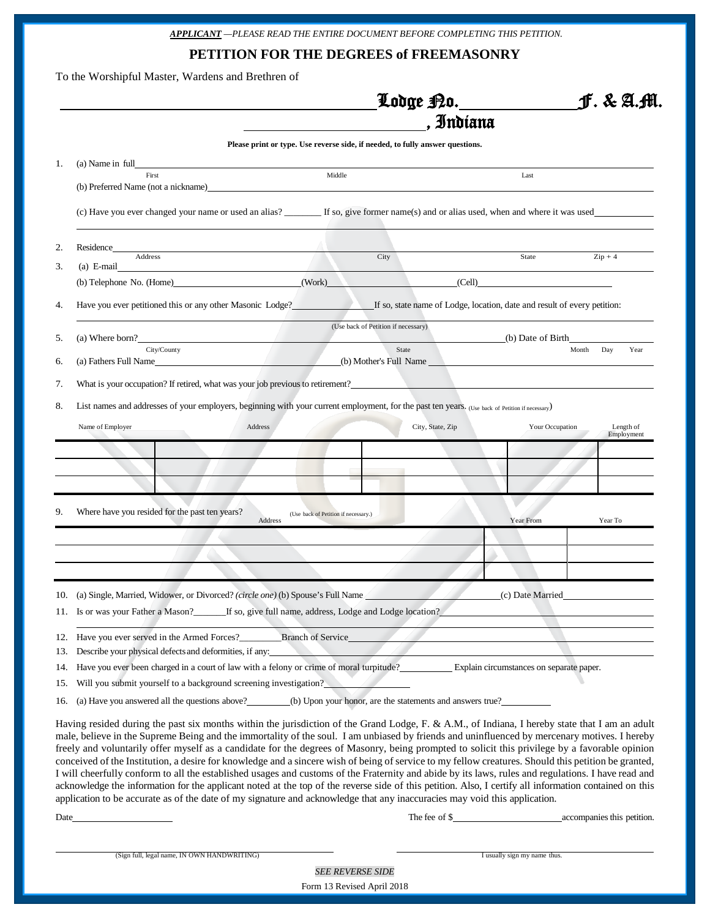***APPLICANT*** *—PLEASE READ THE ENTIRE DOCUMENT BEFORE COMPLETING THIS PETITION.*

# PETITION FOR THE DEGREES of FREEMASONRY

To the Worshipful Master, Wardens and Brethren of

_______________________ Lodge No. ____________ F. & A.M.

_______________________, Indiana

**Please print or type. Use reverse side, if needed, to fully answer questions.**

1. (a) Name in full ____________________________________________
   First / Middle / Last

   (b) Preferred Name (not a nickname) ____________________________________________

   (c) Have you ever changed your name or used an alias? ________ If so, give former name(s) and or alias used, when and where it was used ____________

2. Residence ____________________________________________
   Address / City / State / Zip + 4

3. (a) E-mail ____________________________________________

   (b) Telephone No. (Home) ____________ (Work) ____________ (Cell) ____________

4. Have you ever petitioned this or any other Masonic Lodge? ____________ If so, state name of Lodge, location, date and result of every petition:

   (Use back of Petition if necessary)

5. (a) Where born? ____________________________________________ (b) Date of Birth ____________
   City/County / State / Month Day Year

6. (a) Fathers Full Name ____________________ (b) Mother's Full Name ____________________

7. What is your occupation? If retired, what was your job previous to retirement? ____________________

8. List names and addresses of your employers, beginning with your current employment, for the past ten years. (Use back of Petition if necessary)

| Name of Employer | Address | City, State, Zip | Your Occupation | Length of Employment |
|---|---|---|---|---|
| | | | | |
| | | | | |
| | | | | |

9. Where have you resided for the past ten years? (Use back of Petition if necessary.)

| Address | Year From | Year To |
|---|---|---|
| | | |
| | | |
| | | |

10. (a) Single, Married, Widower, or Divorced? *(circle one)* (b) Spouse's Full Name ____________________ (c) Date Married ____________

11. Is or was your Father a Mason? ______ If so, give full name, address, Lodge and Lodge location? ____________________

12. Have you ever served in the Armed Forces? ________ Branch of Service ____________________

13. Describe your physical defects and deformities, if any: ____________________

14. Have you ever been charged in a court of law with a felony or crime of moral turpitude? ________ Explain circumstances on separate paper.

15. Will you submit yourself to a background screening investigation? ____________

16. (a) Have you answered all the questions above? ________ (b) Upon your honor, are the statements and answers true? ________

Having resided during the past six months within the jurisdiction of the Grand Lodge, F. & A.M., of Indiana, I hereby state that I am an adult male, believe in the Supreme Being and the immortality of the soul. I am unbiased by friends and uninfluenced by mercenary motives. I hereby freely and voluntarily offer myself as a candidate for the degrees of Masonry, being prompted to solicit this privilege by a favorable opinion conceived of the Institution, a desire for knowledge and a sincere wish of being of service to my fellow creatures. Should this petition be granted, I will cheerfully conform to all the established usages and customs of the Fraternity and abide by its laws, rules and regulations. I have read and acknowledge the information for the applicant noted at the top of the reverse side of this petition. Also, I certify all information contained on this application to be accurate as of the date of my signature and acknowledge that any inaccuracies may void this application.

Date ____________ The fee of $ ____________ accompanies this petition.

____________________________ (Sign full, legal name, IN OWN HANDWRITING)

____________________________ I usually sign my name thus.

*SEE REVERSE SIDE*

Form 13 Revised April 2018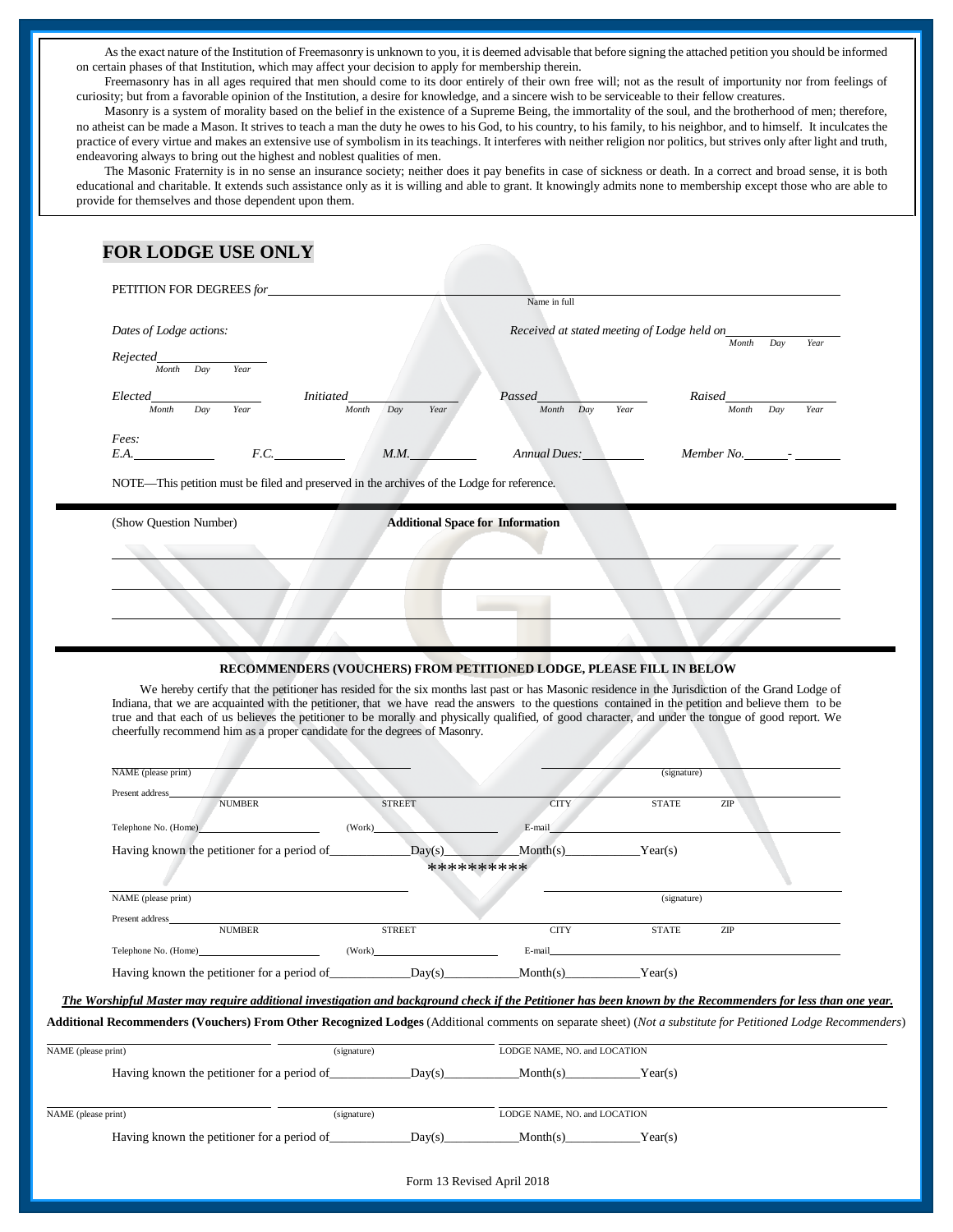As the exact nature of the Institution of Freemasonry is unknown to you, it is deemed advisable that before signing the attached petition you should be informed on certain phases of that Institution, which may affect your decision to apply for membership therein.

Freemasonry has in all ages required that men should come to its door entirely of their own free will; not as the result of importunity nor from feelings of curiosity; but from a favorable opinion of the Institution, a desire for knowledge, and a sincere wish to be serviceable to their fellow creatures.

Masonry is a system of morality based on the belief in the existence of a Supreme Being, the immortality of the soul, and the brotherhood of men; therefore, no atheist can be made a Mason. It strives to teach a man the duty he owes to his God, to his country, to his family, to his neighbor, and to himself. It inculcates the practice of every virtue and makes an extensive use of symbolism in its teachings. It interferes with neither religion nor politics, but strives only after light and truth, endeavoring always to bring out the highest and noblest qualities of men.

The Masonic Fraternity is in no sense an insurance society; neither does it pay benefits in case of sickness or death. In a correct and broad sense, it is both educational and charitable. It extends such assistance only as it is willing and able to grant. It knowingly admits none to membership except those who are able to provide for themselves and those dependent upon them.

## FOR LODGE USE ONLY

PETITION FOR DEGREES *for*\_\_\_\_\_\_\_\_\_\_\_\_\_\_\_\_\_\_\_\_\_\_\_\_\_\_\_\_\_\_\_\_\_\_\_\_\_\_\_\_
Name in full

*Dates of Lodge actions:*

*Received at stated meeting of Lodge held on*\_\_\_\_\_\_\_\_\_\_\_\_
Month Day Year

*Rejected*\_\_\_\_\_\_\_\_\_\_\_\_
Month Day Year

*Elected*\_\_\_\_\_\_\_\_\_\_\_\_ *Initiated*\_\_\_\_\_\_\_\_\_\_\_\_ *Passed*\_\_\_\_\_\_\_\_\_\_\_\_ *Raised*\_\_\_\_\_\_\_\_\_\_\_\_
Month Day Year — Month Day Year — Month Day Year — Month Day Year

*Fees:*
*E.A.*\_\_\_\_\_\_\_\_ *F.C.*\_\_\_\_\_\_\_\_ *M.M.*\_\_\_\_\_\_\_\_ *Annual Dues:*\_\_\_\_\_\_\_\_ *Member No.*\_\_\_\_\_\_-\_\_\_\_\_\_

NOTE—This petition must be filed and preserved in the archives of the Lodge for reference.

(Show Question Number) **Additional Space for Information**

\_\_\_\_\_\_\_\_\_\_\_\_\_\_\_\_\_\_\_\_\_\_\_\_\_\_\_\_\_\_\_\_\_\_\_\_\_\_\_\_

\_\_\_\_\_\_\_\_\_\_\_\_\_\_\_\_\_\_\_\_\_\_\_\_\_\_\_\_\_\_\_\_\_\_\_\_\_\_\_\_

\_\_\_\_\_\_\_\_\_\_\_\_\_\_\_\_\_\_\_\_\_\_\_\_\_\_\_\_\_\_\_\_\_\_\_\_\_\_\_\_

**RECOMMENDERS (VOUCHERS) FROM PETITIONED LODGE, PLEASE FILL IN BELOW**

We hereby certify that the petitioner has resided for the six months last past or has Masonic residence in the Jurisdiction of the Grand Lodge of Indiana, that we are acquainted with the petitioner, that we have read the answers to the questions contained in the petition and believe them to be true and that each of us believes the petitioner to be morally and physically qualified, of good character, and under the tongue of good report. We cheerfully recommend him as a proper candidate for the degrees of Masonry.

\_\_\_\_\_\_\_\_\_\_\_\_\_\_\_\_\_\_\_\_ \_\_\_\_\_\_\_\_\_\_\_\_\_\_\_\_\_\_\_\_
NAME (please print) (signature)

Present address\_\_\_\_\_\_\_\_\_\_\_\_\_\_\_\_\_\_\_\_\_\_\_\_\_\_\_\_\_\_\_\_\_\_\_\_\_\_\_\_
NUMBER STREET CITY STATE ZIP

Telephone No. (Home)\_\_\_\_\_\_\_\_\_\_ (Work)\_\_\_\_\_\_\_\_\_\_ E-mail\_\_\_\_\_\_\_\_\_\_

Having known the petitioner for a period of\_\_\_\_\_\_\_\_Day(s)\_\_\_\_\_\_\_\_Month(s)\_\_\_\_\_\_\_\_Year(s)

**********

\_\_\_\_\_\_\_\_\_\_\_\_\_\_\_\_\_\_\_\_ \_\_\_\_\_\_\_\_\_\_\_\_\_\_\_\_\_\_\_\_
NAME (please print) (signature)

Present address\_\_\_\_\_\_\_\_\_\_\_\_\_\_\_\_\_\_\_\_\_\_\_\_\_\_\_\_\_\_\_\_\_\_\_\_\_\_\_\_
NUMBER STREET CITY STATE ZIP

Telephone No. (Home)\_\_\_\_\_\_\_\_\_\_ (Work)\_\_\_\_\_\_\_\_\_\_ E-mail\_\_\_\_\_\_\_\_\_\_

Having known the petitioner for a period of\_\_\_\_\_\_\_\_Day(s)\_\_\_\_\_\_\_\_Month(s)\_\_\_\_\_\_\_\_Year(s)

***<u>The Worshipful Master may require additional investigation and background check if the Petitioner has been known by the Recommenders for less than one year.</u>***

**Additional Recommenders (Vouchers) From Other Recognized Lodges** (Additional comments on separate sheet) (*Not a substitute for Petitioned Lodge Recommenders*)

\_\_\_\_\_\_\_\_\_\_\_\_\_\_\_\_ \_\_\_\_\_\_\_\_\_\_\_\_\_\_\_\_ \_\_\_\_\_\_\_\_\_\_\_\_\_\_\_\_\_\_\_\_\_\_\_\_
NAME (please print) (signature) LODGE NAME, NO. and LOCATION

Having known the petitioner for a period of\_\_\_\_\_\_\_\_Day(s)\_\_\_\_\_\_\_\_Month(s)\_\_\_\_\_\_\_\_Year(s)

\_\_\_\_\_\_\_\_\_\_\_\_\_\_\_\_ \_\_\_\_\_\_\_\_\_\_\_\_\_\_\_\_ \_\_\_\_\_\_\_\_\_\_\_\_\_\_\_\_\_\_\_\_\_\_\_\_
NAME (please print) (signature) LODGE NAME, NO. and LOCATION

Having known the petitioner for a period of\_\_\_\_\_\_\_\_Day(s)\_\_\_\_\_\_\_\_Month(s)\_\_\_\_\_\_\_\_Year(s)

Form 13 Revised April 2018